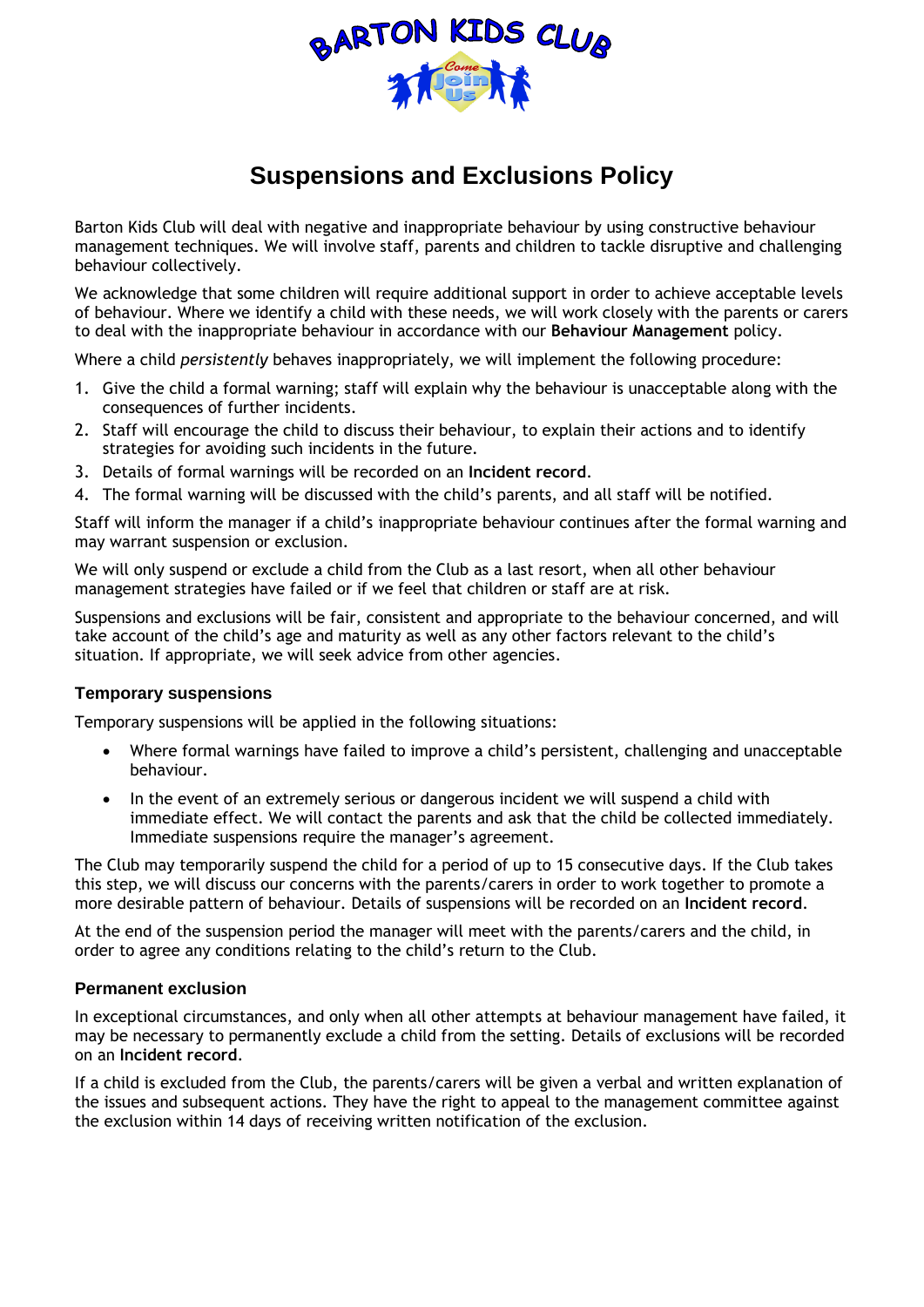BARTON KIDS CLUB

Come Join Us

# Suspensions and Exclusions Policy

Barton Kids Club will deal with negative and inappropriate behaviour by using constructive behaviour management techniques. We will involve staff, parents and children to tackle disruptive and challenging behaviour collectively.

We acknowledge that some children will require additional support in order to achieve acceptable levels of behaviour. Where we identify a child with these needs, we will work closely with the parents or carers to deal with the inappropriate behaviour in accordance with our **Behaviour Management** policy.

Where a child *persistently* behaves inappropriately, we will implement the following procedure:

1. Give the child a formal warning; staff will explain why the behaviour is unacceptable along with the consequences of further incidents.
2. Staff will encourage the child to discuss their behaviour, to explain their actions and to identify strategies for avoiding such incidents in the future.
3. Details of formal warnings will be recorded on an **Incident record**.
4. The formal warning will be discussed with the child's parents, and all staff will be notified.

Staff will inform the manager if a child's inappropriate behaviour continues after the formal warning and may warrant suspension or exclusion.

We will only suspend or exclude a child from the Club as a last resort, when all other behaviour management strategies have failed or if we feel that children or staff are at risk.

Suspensions and exclusions will be fair, consistent and appropriate to the behaviour concerned, and will take account of the child's age and maturity as well as any other factors relevant to the child's situation. If appropriate, we will seek advice from other agencies.

### Temporary suspensions

Temporary suspensions will be applied in the following situations:

- Where formal warnings have failed to improve a child's persistent, challenging and unacceptable behaviour.
- In the event of an extremely serious or dangerous incident we will suspend a child with immediate effect. We will contact the parents and ask that the child be collected immediately. Immediate suspensions require the manager's agreement.

The Club may temporarily suspend the child for a period of up to 15 consecutive days. If the Club takes this step, we will discuss our concerns with the parents/carers in order to work together to promote a more desirable pattern of behaviour. Details of suspensions will be recorded on an **Incident record**.

At the end of the suspension period the manager will meet with the parents/carers and the child, in order to agree any conditions relating to the child's return to the Club.

### Permanent exclusion

In exceptional circumstances, and only when all other attempts at behaviour management have failed, it may be necessary to permanently exclude a child from the setting. Details of exclusions will be recorded on an **Incident record**.

If a child is excluded from the Club, the parents/carers will be given a verbal and written explanation of the issues and subsequent actions. They have the right to appeal to the management committee against the exclusion within 14 days of receiving written notification of the exclusion.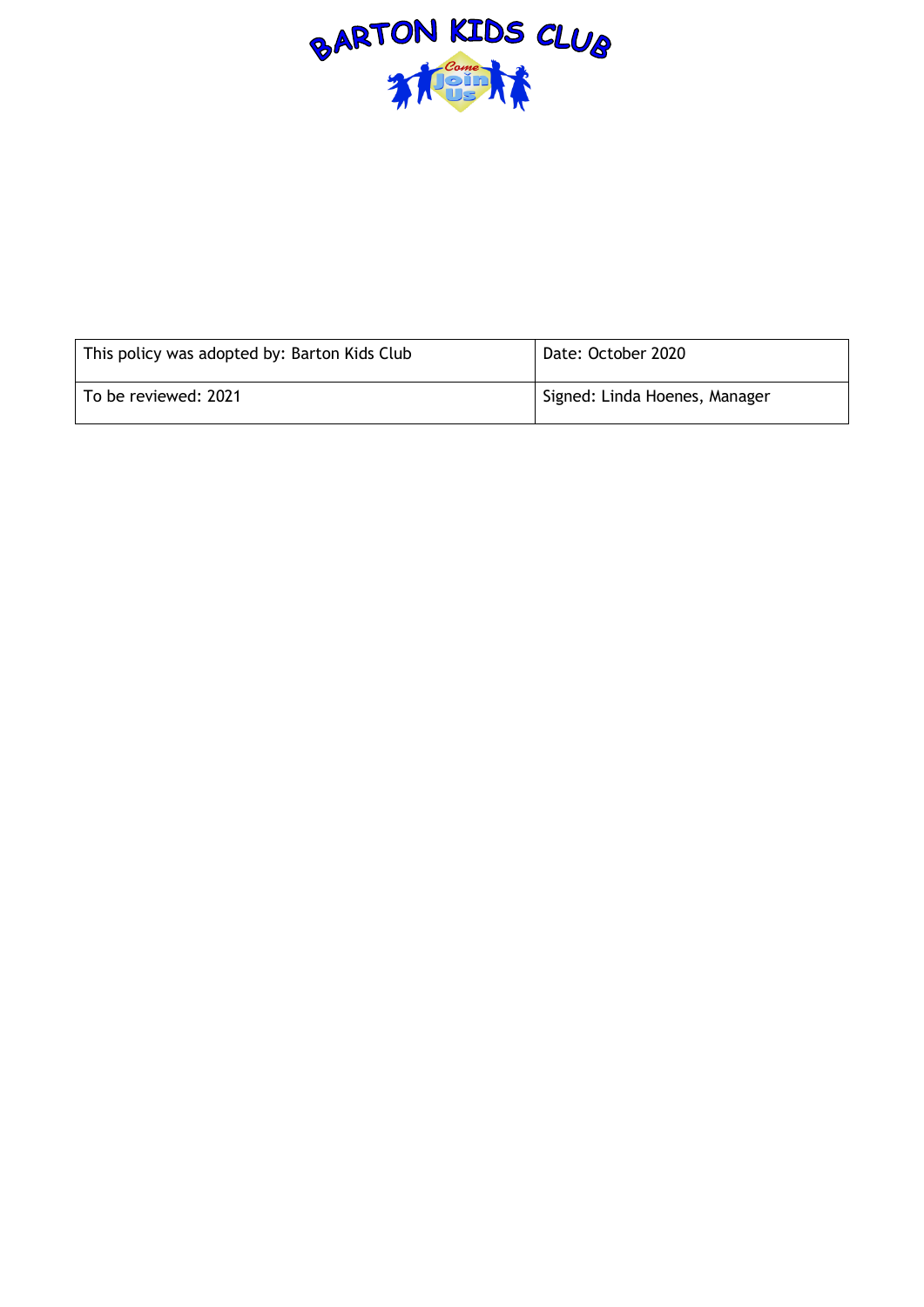BARTON KIDS CLUB

Come Join Us

| | |
|---|---|
| This policy was adopted by: Barton Kids Club | Date: October 2020 |
| To be reviewed: 2021 | Signed: Linda Hoenes, Manager |